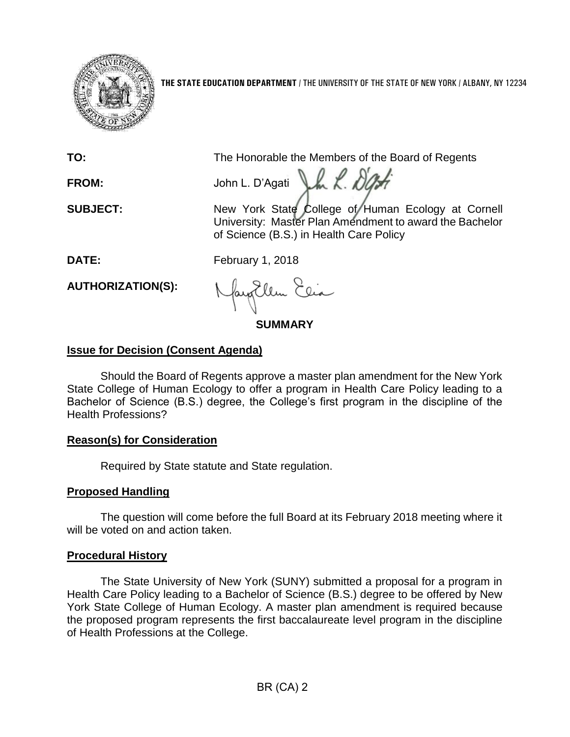**THE STATE EDUCATION DEPARTMENT** / THE UNIVERSITY OF THE STATE OF NEW YORK / ALBANY, NY 12234

**TO:** The Honorable the Members of the Board of Regents

**FROM:** John L. D'Agati

**SUBJECT:** New York State College of Human Ecology at Cornell University: Master Plan Amendment to award the Bachelor of Science (B.S.) in Health Care Policy

**DATE:** February 1, 2018

**AUTHORIZATION(S):**

## SUMMARY

### Issue for Decision (Consent Agenda)

Should the Board of Regents approve a master plan amendment for the New York State College of Human Ecology to offer a program in Health Care Policy leading to a Bachelor of Science (B.S.) degree, the College's first program in the discipline of the Health Professions?

### Reason(s) for Consideration

Required by State statute and State regulation.

### Proposed Handling

The question will come before the full Board at its February 2018 meeting where it will be voted on and action taken.

### Procedural History

The State University of New York (SUNY) submitted a proposal for a program in Health Care Policy leading to a Bachelor of Science (B.S.) degree to be offered by New York State College of Human Ecology. A master plan amendment is required because the proposed program represents the first baccalaureate level program in the discipline of Health Professions at the College.

BR (CA) 2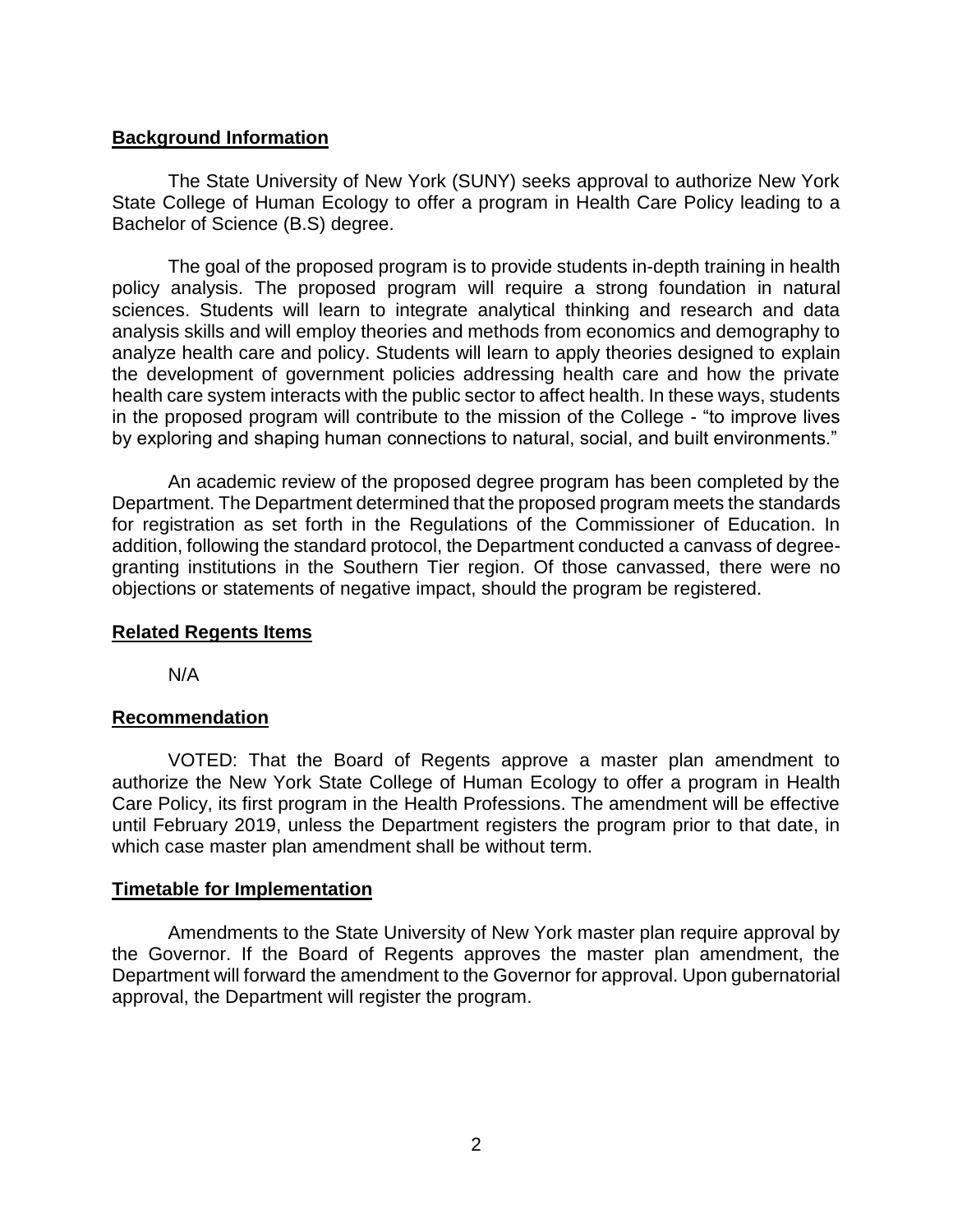**Background Information**

The State University of New York (SUNY) seeks approval to authorize New York State College of Human Ecology to offer a program in Health Care Policy leading to a Bachelor of Science (B.S) degree.

The goal of the proposed program is to provide students in-depth training in health policy analysis. The proposed program will require a strong foundation in natural sciences. Students will learn to integrate analytical thinking and research and data analysis skills and will employ theories and methods from economics and demography to analyze health care and policy. Students will learn to apply theories designed to explain the development of government policies addressing health care and how the private health care system interacts with the public sector to affect health. In these ways, students in the proposed program will contribute to the mission of the College - "to improve lives by exploring and shaping human connections to natural, social, and built environments."

An academic review of the proposed degree program has been completed by the Department. The Department determined that the proposed program meets the standards for registration as set forth in the Regulations of the Commissioner of Education. In addition, following the standard protocol, the Department conducted a canvass of degree-granting institutions in the Southern Tier region. Of those canvassed, there were no objections or statements of negative impact, should the program be registered.

**Related Regents Items**

N/A

**Recommendation**

VOTED: That the Board of Regents approve a master plan amendment to authorize the New York State College of Human Ecology to offer a program in Health Care Policy, its first program in the Health Professions. The amendment will be effective until February 2019, unless the Department registers the program prior to that date, in which case master plan amendment shall be without term.

**Timetable for Implementation**

Amendments to the State University of New York master plan require approval by the Governor. If the Board of Regents approves the master plan amendment, the Department will forward the amendment to the Governor for approval. Upon gubernatorial approval, the Department will register the program.